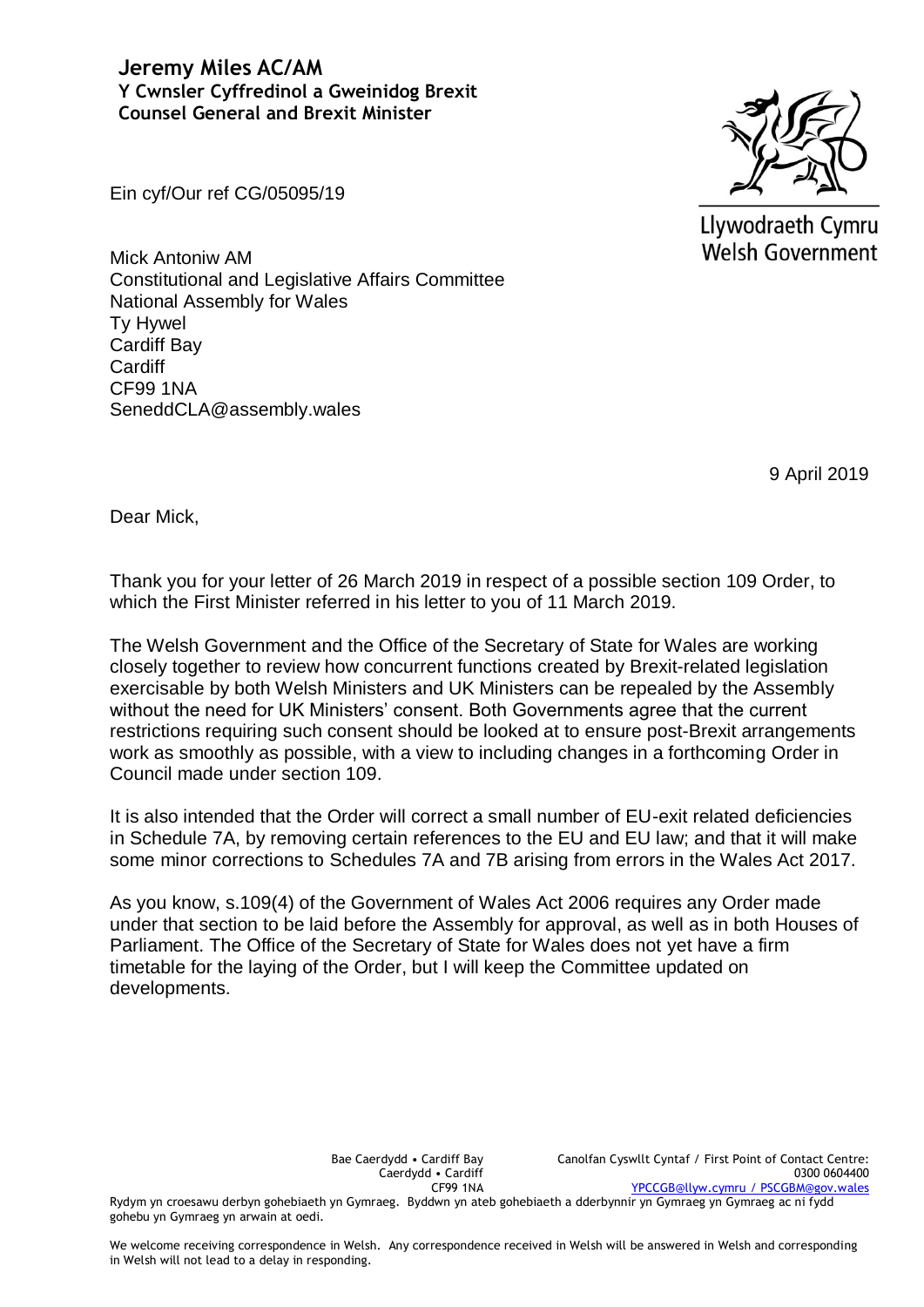**Jeremy Miles AC/AM**
**Y Cwnsler Cyffredinol a Gweinidog Brexit**
**Counsel General and Brexit Minister**

Llywodraeth Cymru
Welsh Government

Ein cyf/Our ref CG/05095/19

Mick Antoniw AM
Constitutional and Legislative Affairs Committee
National Assembly for Wales
Ty Hywel
Cardiff Bay
Cardiff
CF99 1NA
SeneddCLA@assembly.wales

9 April 2019

Dear Mick,

Thank you for your letter of 26 March 2019 in respect of a possible section 109 Order, to which the First Minister referred in his letter to you of 11 March 2019.

The Welsh Government and the Office of the Secretary of State for Wales are working closely together to review how concurrent functions created by Brexit-related legislation exercisable by both Welsh Ministers and UK Ministers can be repealed by the Assembly without the need for UK Ministers' consent. Both Governments agree that the current restrictions requiring such consent should be looked at to ensure post-Brexit arrangements work as smoothly as possible, with a view to including changes in a forthcoming Order in Council made under section 109.

It is also intended that the Order will correct a small number of EU-exit related deficiencies in Schedule 7A, by removing certain references to the EU and EU law; and that it will make some minor corrections to Schedules 7A and 7B arising from errors in the Wales Act 2017.

As you know, s.109(4) of the Government of Wales Act 2006 requires any Order made under that section to be laid before the Assembly for approval, as well as in both Houses of Parliament. The Office of the Secretary of State for Wales does not yet have a firm timetable for the laying of the Order, but I will keep the Committee updated on developments.

Bae Caerdydd • Cardiff Bay
Caerdydd • Cardiff
CF99 1NA

Canolfan Cyswllt Cyntaf / First Point of Contact Centre:
0300 0604400
YPCCGB@llyw.cymru / PSCGBM@gov.wales

Rydym yn croesawu derbyn gohebiaeth yn Gymraeg. Byddwn yn ateb gohebiaeth a dderbynnir yn Gymraeg yn Gymraeg ac ni fydd gohebu yn Gymraeg yn arwain at oedi.

We welcome receiving correspondence in Welsh. Any correspondence received in Welsh will be answered in Welsh and corresponding in Welsh will not lead to a delay in responding.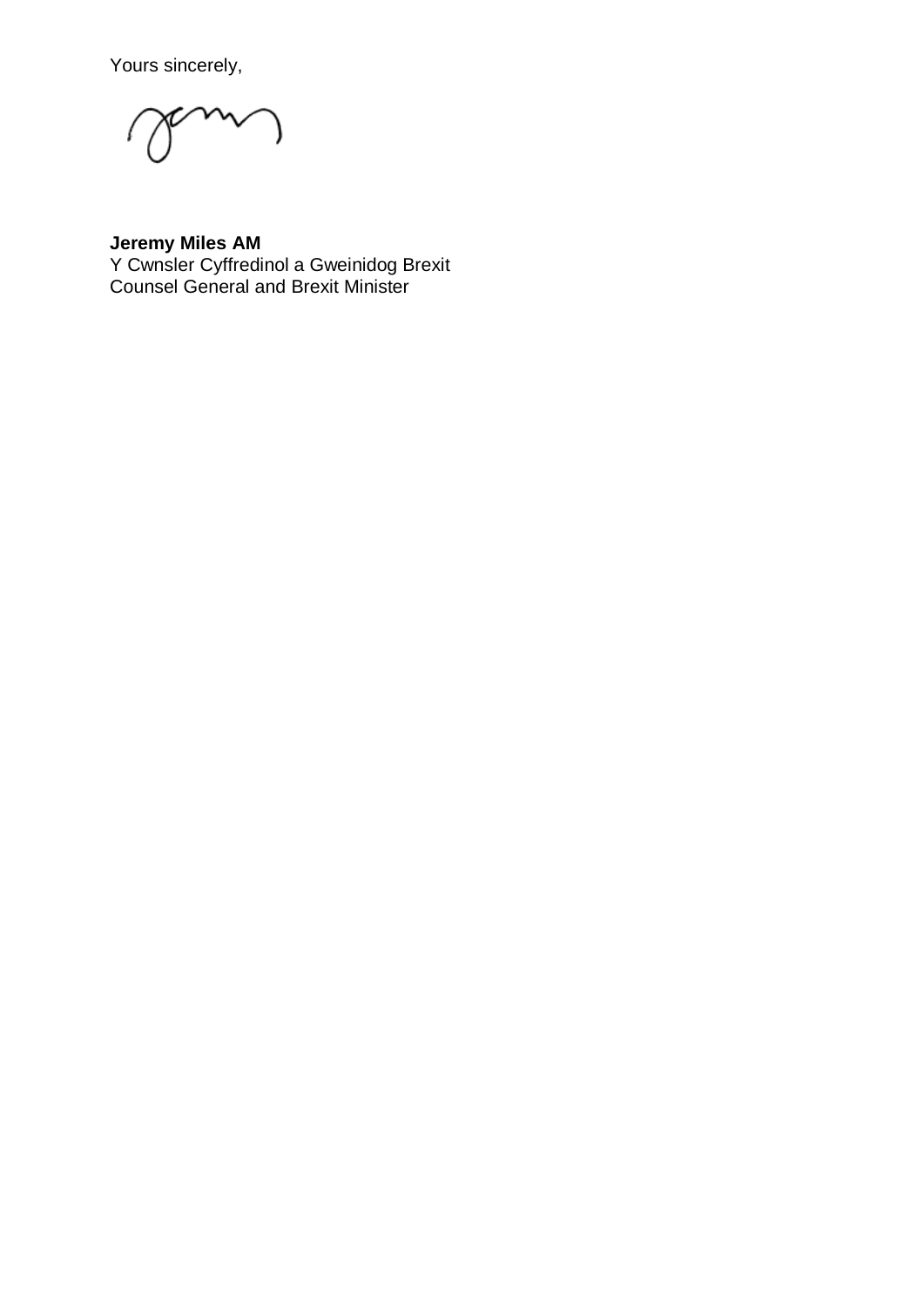Yours sincerely,

**Jeremy Miles AM**
Y Cwnsler Cyffredinol a Gweinidog Brexit
Counsel General and Brexit Minister